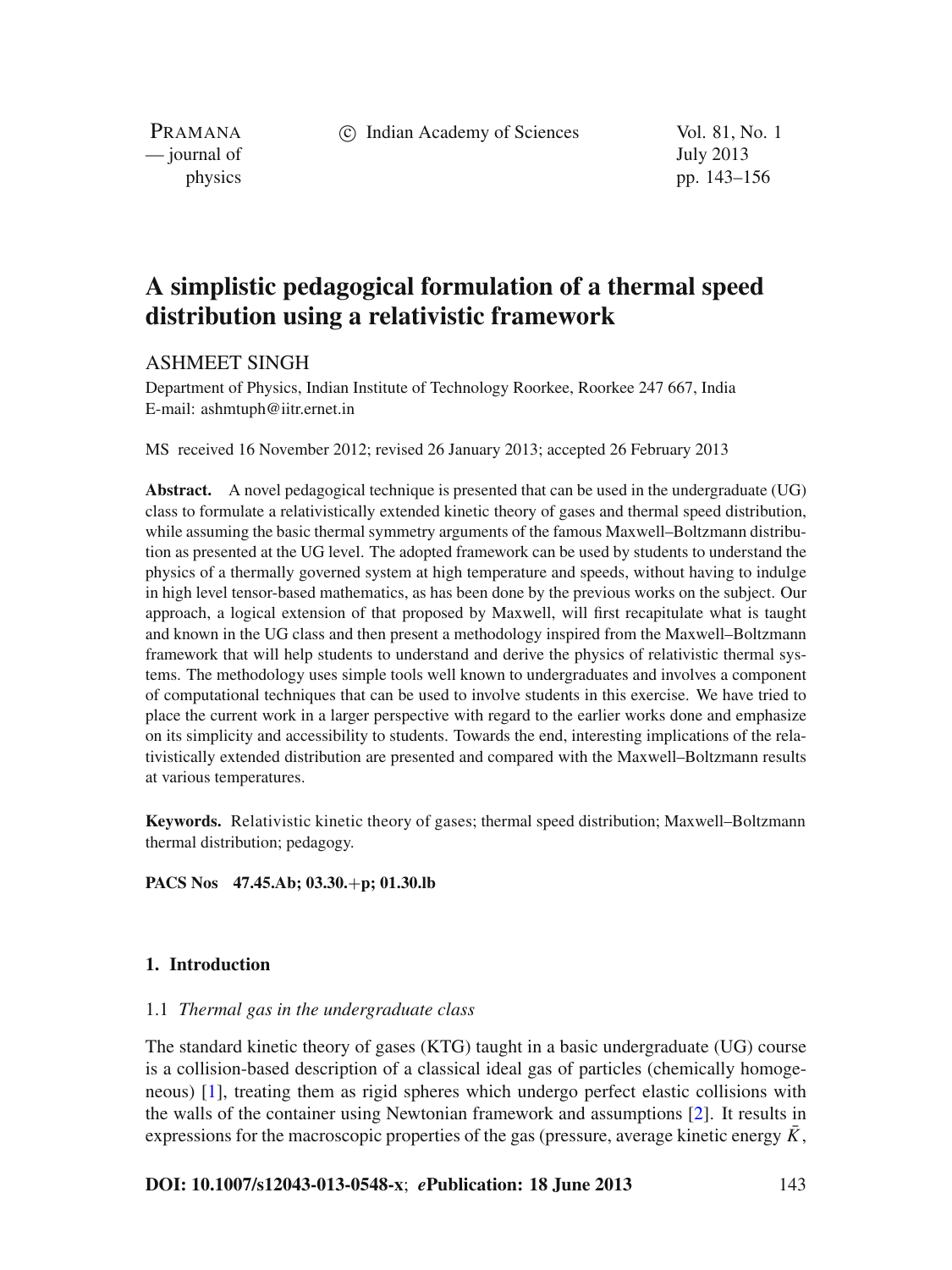# A simplistic pedagogical formulation of a thermal speed distribution using a relativistic framework

ASHMEET SINGH

Department of Physics, Indian Institute of Technology Roorkee, Roorkee 247 667, India
E-mail: ashmtuph@iitr.ernet.in

MS received 16 November 2012; revised 26 January 2013; accepted 26 February 2013

**Abstract.** A novel pedagogical technique is presented that can be used in the undergraduate (UG) class to formulate a relativistically extended kinetic theory of gases and thermal speed distribution, while assuming the basic thermal symmetry arguments of the famous Maxwell–Boltzmann distribution as presented at the UG level. The adopted framework can be used by students to understand the physics of a thermally governed system at high temperature and speeds, without having to indulge in high level tensor-based mathematics, as has been done by the previous works on the subject. Our approach, a logical extension of that proposed by Maxwell, will first recapitulate what is taught and known in the UG class and then present a methodology inspired from the Maxwell–Boltzmann framework that will help students to understand and derive the physics of relativistic thermal systems. The methodology uses simple tools well known to undergraduates and involves a component of computational techniques that can be used to involve students in this exercise. We have tried to place the current work in a larger perspective with regard to the earlier works done and emphasize on its simplicity and accessibility to students. Towards the end, interesting implications of the relativistically extended distribution are presented and compared with the Maxwell–Boltzmann results at various temperatures.

**Keywords.** Relativistic kinetic theory of gases; thermal speed distribution; Maxwell–Boltzmann thermal distribution; pedagogy.

**PACS Nos** 47.45.Ab; 03.30.+p; 01.30.lb

## 1. Introduction

### 1.1 *Thermal gas in the undergraduate class*

The standard kinetic theory of gases (KTG) taught in a basic undergraduate (UG) course is a collision-based description of a classical ideal gas of particles (chemically homogeneous) [1], treating them as rigid spheres which undergo perfect elastic collisions with the walls of the container using Newtonian framework and assumptions [2]. It results in expressions for the macroscopic properties of the gas (pressure, average kinetic energy $\bar{K}$,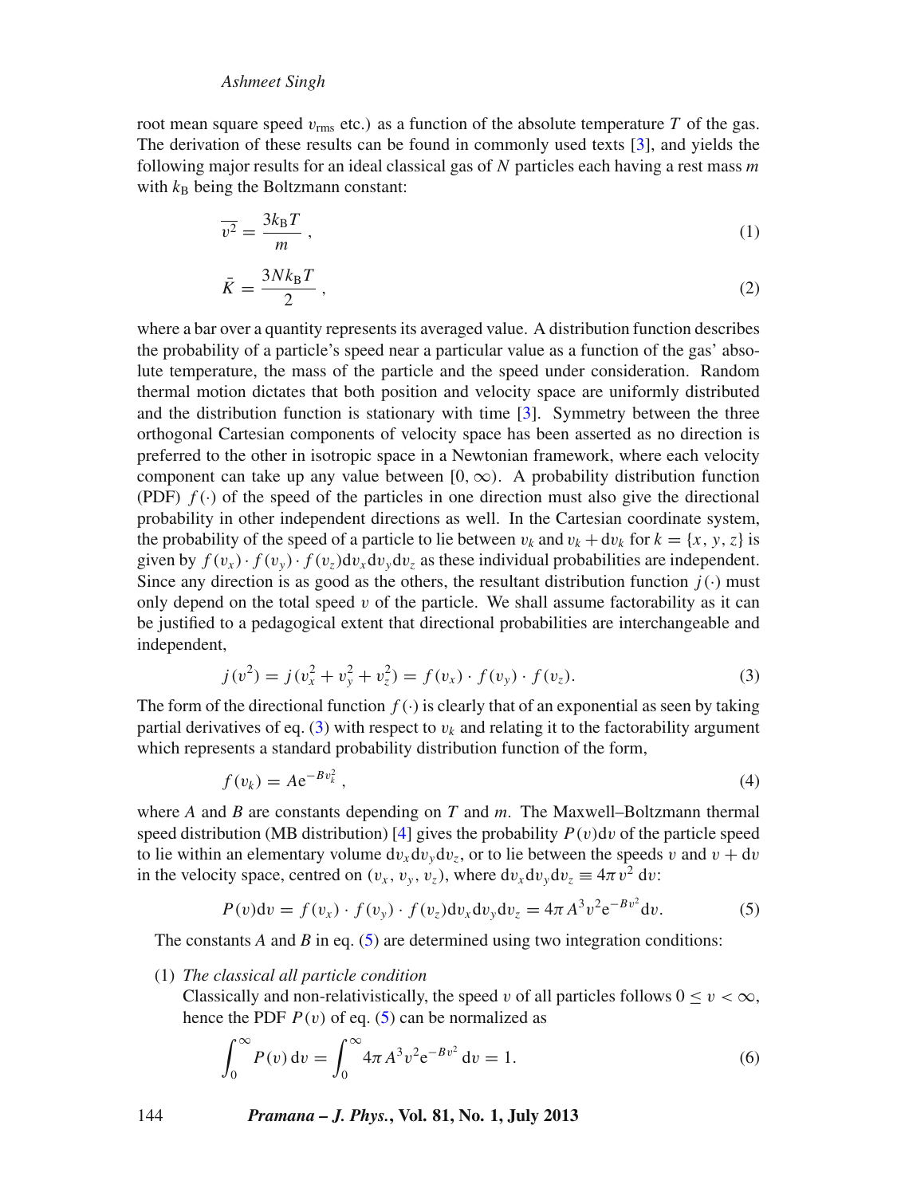root mean square speed $v_{\text{rms}}$ etc.) as a function of the absolute temperature $T$ of the gas. The derivation of these results can be found in commonly used texts [3], and yields the following major results for an ideal classical gas of $N$ particles each having a rest mass $m$ with $k_{\text{B}}$ being the Boltzmann constant:

$$\overline{v^2} = \frac{3k_{\text{B}}T}{m}\,, \tag{1}$$

$$\bar{K} = \frac{3Nk_{\text{B}}T}{2}\,, \tag{2}$$

where a bar over a quantity represents its averaged value. A distribution function describes the probability of a particle's speed near a particular value as a function of the gas' absolute temperature, the mass of the particle and the speed under consideration. Random thermal motion dictates that both position and velocity space are uniformly distributed and the distribution function is stationary with time [3]. Symmetry between the three orthogonal Cartesian components of velocity space has been asserted as no direction is preferred to the other in isotropic space in a Newtonian framework, where each velocity component can take up any value between $[0, \infty)$. A probability distribution function (PDF) $f(\cdot)$ of the speed of the particles in one direction must also give the directional probability in other independent directions as well. In the Cartesian coordinate system, the probability of the speed of a particle to lie between $v_k$ and $v_k + \text{d}v_k$ for $k = \{x, y, z\}$ is given by $f(v_x) \cdot f(v_y) \cdot f(v_z)\text{d}v_x\text{d}v_y\text{d}v_z$ as these individual probabilities are independent. Since any direction is as good as the others, the resultant distribution function $j(\cdot)$ must only depend on the total speed $v$ of the particle. We shall assume factorability as it can be justified to a pedagogical extent that directional probabilities are interchangeable and independent,

$$j(v^2) = j(v_x^2 + v_y^2 + v_z^2) = f(v_x) \cdot f(v_y) \cdot f(v_z). \tag{3}$$

The form of the directional function $f(\cdot)$ is clearly that of an exponential as seen by taking partial derivatives of eq. (3) with respect to $v_k$ and relating it to the factorability argument which represents a standard probability distribution function of the form,

$$f(v_k) = A\text{e}^{-Bv_k^2}\,, \tag{4}$$

where $A$ and $B$ are constants depending on $T$ and $m$. The Maxwell–Boltzmann thermal speed distribution (MB distribution) [4] gives the probability $P(v)\text{d}v$ of the particle speed to lie within an elementary volume $\text{d}v_x\text{d}v_y\text{d}v_z$, or to lie between the speeds $v$ and $v + \text{d}v$ in the velocity space, centred on $(v_x, v_y, v_z)$, where $\text{d}v_x\text{d}v_y\text{d}v_z \equiv 4\pi v^2\,\text{d}v$:

$$P(v)\text{d}v = f(v_x) \cdot f(v_y) \cdot f(v_z)\text{d}v_x\text{d}v_y\text{d}v_z = 4\pi A^3 v^2 \text{e}^{-Bv^2}\text{d}v. \tag{5}$$

The constants $A$ and $B$ in eq. (5) are determined using two integration conditions:

(1) *The classical all particle condition*
Classically and non-relativistically, the speed $v$ of all particles follows $0 \leq v < \infty$, hence the PDF $P(v)$ of eq. (5) can be normalized as

$$\int_0^\infty P(v)\,\text{d}v = \int_0^\infty 4\pi A^3 v^2 \text{e}^{-Bv^2}\,\text{d}v = 1. \tag{6}$$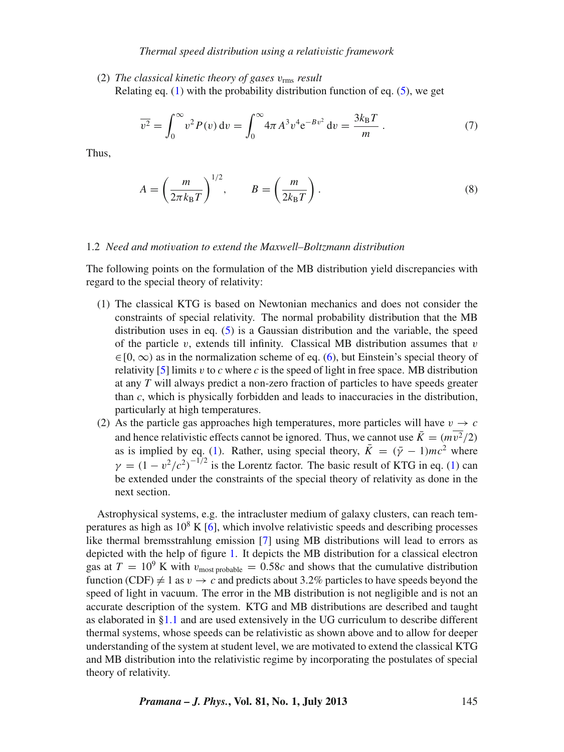(2) *The classical kinetic theory of gases $v_{\rm rms}$ result*
Relating eq. (1) with the probability distribution function of eq. (5), we get

$$\overline{v^2} = \int_0^\infty v^2 P(v)\,\mathrm{d}v = \int_0^\infty 4\pi A^3 v^4 \mathrm{e}^{-Bv^2}\,\mathrm{d}v = \frac{3k_{\rm B}T}{m}\,. \tag{7}$$

Thus,

$$A = \left(\frac{m}{2\pi k_{\rm B}T}\right)^{1/2}, \qquad B = \left(\frac{m}{2k_{\rm B}T}\right). \tag{8}$$

### 1.2 *Need and motivation to extend the Maxwell–Boltzmann distribution*

The following points on the formulation of the MB distribution yield discrepancies with regard to the special theory of relativity:

1. The classical KTG is based on Newtonian mechanics and does not consider the constraints of special relativity. The normal probability distribution that the MB distribution uses in eq. (5) is a Gaussian distribution and the variable, the speed of the particle $v$, extends till infinity. Classical MB distribution assumes that $v \in [0, \infty)$ as in the normalization scheme of eq. (6), but Einstein's special theory of relativity [5] limits $v$ to $c$ where $c$ is the speed of light in free space. MB distribution at any $T$ will always predict a non-zero fraction of particles to have speeds greater than $c$, which is physically forbidden and leads to inaccuracies in the distribution, particularly at high temperatures.
2. As the particle gas approaches high temperatures, more particles will have $v \to c$ and hence relativistic effects cannot be ignored. Thus, we cannot use $\bar{K} = (m\overline{v^2}/2)$ as is implied by eq. (1). Rather, using special theory, $\bar{K} = (\bar{\gamma} - 1)mc^2$ where $\gamma = (1 - v^2/c^2)^{-1/2}$ is the Lorentz factor. The basic result of KTG in eq. (1) can be extended under the constraints of the special theory of relativity as done in the next section.

Astrophysical systems, e.g. the intracluster medium of galaxy clusters, can reach temperatures as high as $10^8$ K [6], which involve relativistic speeds and describing processes like thermal bremsstrahlung emission [7] using MB distributions will lead to errors as depicted with the help of figure 1. It depicts the MB distribution for a classical electron gas at $T = 10^9$ K with $v_{\text{most probable}} = 0.58c$ and shows that the cumulative distribution function (CDF) $\neq 1$ as $v \to c$ and predicts about 3.2% particles to have speeds beyond the speed of light in vacuum. The error in the MB distribution is not negligible and is not an accurate description of the system. KTG and MB distributions are described and taught as elaborated in §1.1 and are used extensively in the UG curriculum to describe different thermal systems, whose speeds can be relativistic as shown above and to allow for deeper understanding of the system at student level, we are motivated to extend the classical KTG and MB distribution into the relativistic regime by incorporating the postulates of special theory of relativity.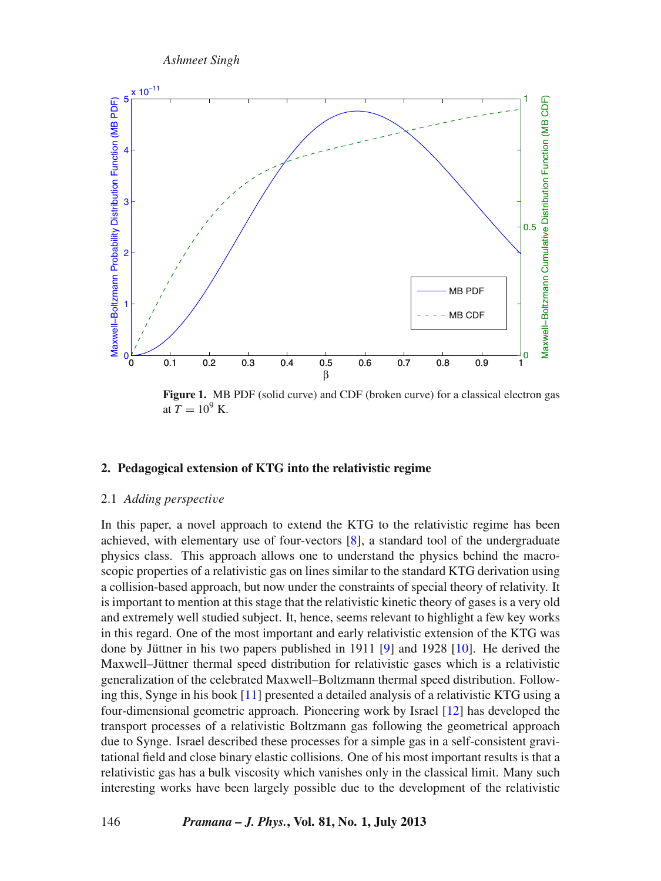**Figure 1.** MB PDF (solid curve) and CDF (broken curve) for a classical electron gas at $T = 10^9$ K.

## 2. Pedagogical extension of KTG into the relativistic regime

### 2.1 *Adding perspective*

In this paper, a novel approach to extend the KTG to the relativistic regime has been achieved, with elementary use of four-vectors [8], a standard tool of the undergraduate physics class. This approach allows one to understand the physics behind the macroscopic properties of a relativistic gas on lines similar to the standard KTG derivation using a collision-based approach, but now under the constraints of special theory of relativity. It is important to mention at this stage that the relativistic kinetic theory of gases is a very old and extremely well studied subject. It, hence, seems relevant to highlight a few key works in this regard. One of the most important and early relativistic extension of the KTG was done by Jüttner in his two papers published in 1911 [9] and 1928 [10]. He derived the Maxwell–Jüttner thermal speed distribution for relativistic gases which is a relativistic generalization of the celebrated Maxwell–Boltzmann thermal speed distribution. Following this, Synge in his book [11] presented a detailed analysis of a relativistic KTG using a four-dimensional geometric approach. Pioneering work by Israel [12] has developed the transport processes of a relativistic Boltzmann gas following the geometrical approach due to Synge. Israel described these processes for a simple gas in a self-consistent gravitational field and close binary elastic collisions. One of his most important results is that a relativistic gas has a bulk viscosity which vanishes only in the classical limit. Many such interesting works have been largely possible due to the development of the relativistic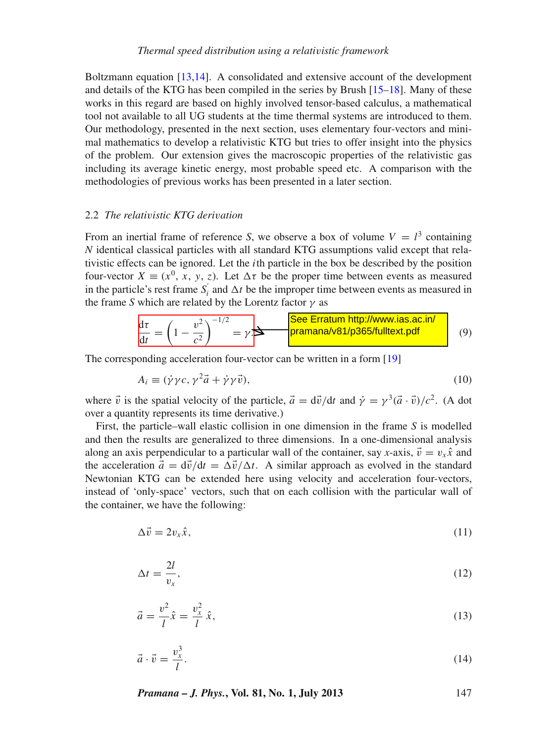Boltzmann equation [13,14]. A consolidated and extensive account of the development and details of the KTG has been compiled in the series by Brush [15–18]. Many of these works in this regard are based on highly involved tensor-based calculus, a mathematical tool not available to all UG students at the time thermal systems are introduced to them. Our methodology, presented in the next section, uses elementary four-vectors and minimal mathematics to develop a relativistic KTG but tries to offer insight into the physics of the problem. Our extension gives the macroscopic properties of the relativistic gas including its average kinetic energy, most probable speed etc. A comparison with the methodologies of previous works has been presented in a later section.

### 2.2 *The relativistic KTG derivation*

From an inertial frame of reference $S$, we observe a box of volume $V = l^3$ containing $N$ identical classical particles with all standard KTG assumptions valid except that relativistic effects can be ignored. Let the $i$th particle in the box be described by the position four-vector $X \equiv (x^0, x, y, z)$. Let $\Delta\tau$ be the proper time between events as measured in the particle's rest frame $S_i^{'}$ and $\Delta t$ be the improper time between events as measured in the frame $S$ which are related by the Lorentz factor $\gamma$ as

$$\frac{\mathrm{d}\tau}{\mathrm{d}t} = \left(1 - \frac{v^2}{c^2}\right)^{-1/2} = \gamma. \tag{9}$$

See Erratum http://www.ias.ac.in/pramana/v81/p365/fulltext.pdf

The corresponding acceleration four-vector can be written in a form [19]

$$A_i \equiv (\dot{\gamma}\gamma c, \gamma^2\vec{a} + \dot{\gamma}\gamma\vec{v}), \tag{10}$$

where $\vec{v}$ is the spatial velocity of the particle, $\vec{a} = \mathrm{d}\vec{v}/\mathrm{d}t$ and $\dot{\gamma} = \gamma^3(\vec{a}\cdot\vec{v})/c^2$. (A dot over a quantity represents its time derivative.)

First, the particle–wall elastic collision in one dimension in the frame $S$ is modelled and then the results are generalized to three dimensions. In a one-dimensional analysis along an axis perpendicular to a particular wall of the container, say $x$-axis, $\vec{v} = v_x\hat{x}$ and the acceleration $\vec{a} = \mathrm{d}\vec{v}/\mathrm{d}t = \Delta\vec{v}/\Delta t$. A similar approach as evolved in the standard Newtonian KTG can be extended here using velocity and acceleration four-vectors, instead of 'only-space' vectors, such that on each collision with the particular wall of the container, we have the following:

$$\Delta\vec{v} = 2v_x\hat{x}, \tag{11}$$

$$\Delta t = \frac{2l}{v_x}, \tag{12}$$

$$\vec{a} = \frac{v^2}{l}\hat{x} = \frac{v_x^2}{l}\,\hat{x}, \tag{13}$$

$$\vec{a}\cdot\vec{v} = \frac{v_x^3}{l}. \tag{14}$$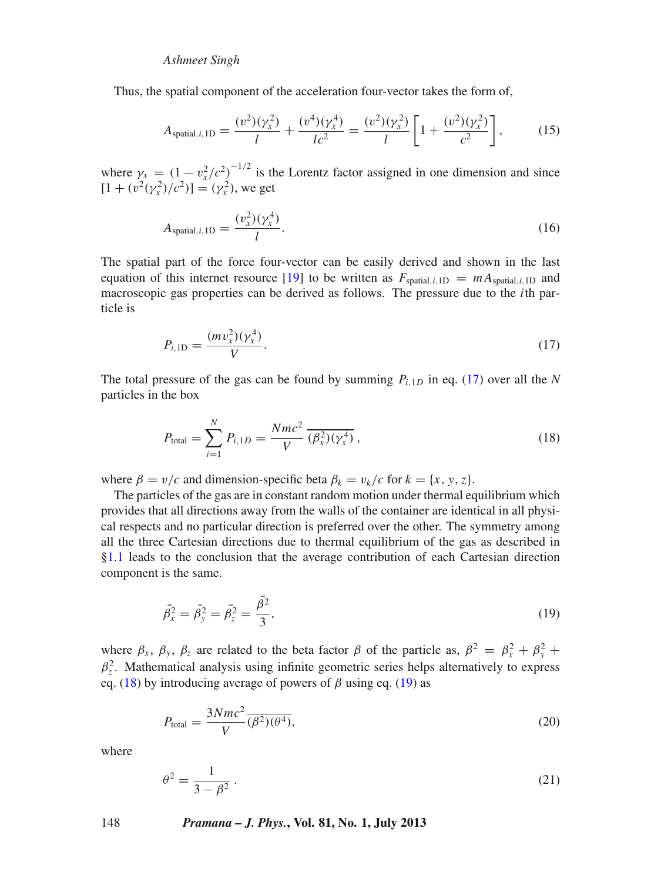Thus, the spatial component of the acceleration four-vector takes the form of,

$$A_{\text{spatial},i,1\text{D}} = \frac{(v^2)(\gamma_x^2)}{l} + \frac{(v^4)(\gamma_x^4)}{lc^2} = \frac{(v^2)(\gamma_x^2)}{l}\left[1 + \frac{(v^2)(\gamma_x^2)}{c^2}\right], \tag{15}$$

where $\gamma_x = (1 - v_x^2/c^2)^{-1/2}$ is the Lorentz factor assigned in one dimension and since $[1 + (v^2(\gamma_x^2)/c^2)] = (\gamma_x^2)$, we get

$$A_{\text{spatial},i,1\text{D}} = \frac{(v_x^2)(\gamma_x^4)}{l}. \tag{16}$$

The spatial part of the force four-vector can be easily derived and shown in the last equation of this internet resource [19] to be written as $F_{\text{spatial},i,1\text{D}} = mA_{\text{spatial},i,1\text{D}}$ and macroscopic gas properties can be derived as follows. The pressure due to the $i$th particle is

$$P_{i,1\text{D}} = \frac{(mv_x^2)(\gamma_x^4)}{V}. \tag{17}$$

The total pressure of the gas can be found by summing $P_{i,1D}$ in eq. (17) over all the $N$ particles in the box

$$P_{\text{total}} = \sum_{i=1}^{N} P_{i,1D} = \frac{Nmc^2}{V}\,\overline{(\beta_x^2)(\gamma_x^4)}\,, \tag{18}$$

where $\beta = v/c$ and dimension-specific beta $\beta_k = v_k/c$ for $k = \{x, y, z\}$.

The particles of the gas are in constant random motion under thermal equilibrium which provides that all directions away from the walls of the container are identical in all physical respects and no particular direction is preferred over the other. The symmetry among all the three Cartesian directions due to thermal equilibrium of the gas as described in §1.1 leads to the conclusion that the average contribution of each Cartesian direction component is the same.

$$\bar{\beta}_x^2 = \bar{\beta}_y^2 = \bar{\beta}_z^2 = \frac{\bar{\beta}^2}{3}, \tag{19}$$

where $\beta_x$, $\beta_y$, $\beta_z$ are related to the beta factor $\beta$ of the particle as, $\beta^2 = \beta_x^2 + \beta_y^2 + \beta_z^2$. Mathematical analysis using infinite geometric series helps alternatively to express eq. (18) by introducing average of powers of $\beta$ using eq. (19) as

$$P_{\text{total}} = \frac{3Nmc^2}{V}\overline{(\beta^2)(\theta^4)}, \tag{20}$$

where

$$\theta^2 = \frac{1}{3 - \beta^2}\,. \tag{21}$$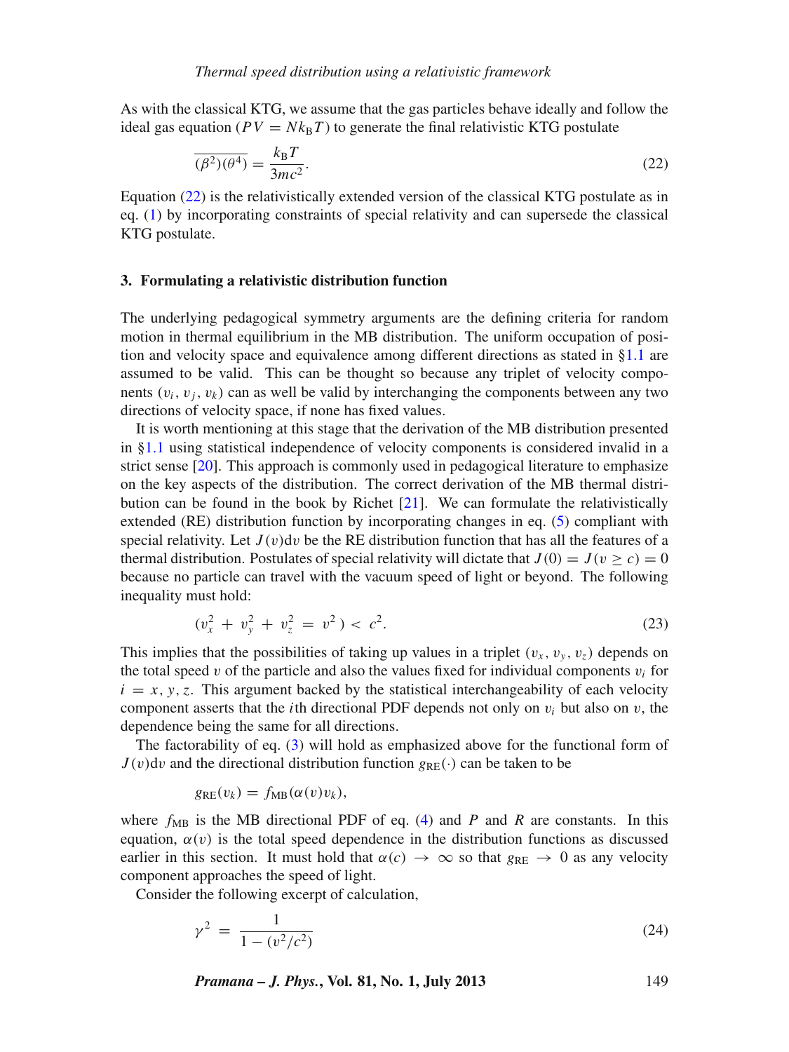As with the classical KTG, we assume that the gas particles behave ideally and follow the ideal gas equation ($PV = Nk_\mathrm{B}T$) to generate the final relativistic KTG postulate

$$\overline{(\beta^2)(\theta^4)} = \frac{k_\mathrm{B}T}{3mc^2}. \tag{22}$$

Equation (22) is the relativistically extended version of the classical KTG postulate as in eq. (1) by incorporating constraints of special relativity and can supersede the classical KTG postulate.

## 3. Formulating a relativistic distribution function

The underlying pedagogical symmetry arguments are the defining criteria for random motion in thermal equilibrium in the MB distribution. The uniform occupation of position and velocity space and equivalence among different directions as stated in §1.1 are assumed to be valid. This can be thought so because any triplet of velocity components $(v_i, v_j, v_k)$ can as well be valid by interchanging the components between any two directions of velocity space, if none has fixed values.

It is worth mentioning at this stage that the derivation of the MB distribution presented in §1.1 using statistical independence of velocity components is considered invalid in a strict sense [20]. This approach is commonly used in pedagogical literature to emphasize on the key aspects of the distribution. The correct derivation of the MB thermal distribution can be found in the book by Richet [21]. We can formulate the relativistically extended (RE) distribution function by incorporating changes in eq. (5) compliant with special relativity. Let $J(v)\mathrm{d}v$ be the RE distribution function that has all the features of a thermal distribution. Postulates of special relativity will dictate that $J(0) = J(v \geq c) = 0$ because no particle can travel with the vacuum speed of light or beyond. The following inequality must hold:

$$(v_x^2 + v_y^2 + v_z^2 = v^2) < c^2. \tag{23}$$

This implies that the possibilities of taking up values in a triplet $(v_x, v_y, v_z)$ depends on the total speed $v$ of the particle and also the values fixed for individual components $v_i$ for $i = x, y, z$. This argument backed by the statistical interchangeability of each velocity component asserts that the $i$th directional PDF depends not only on $v_i$ but also on $v$, the dependence being the same for all directions.

The factorability of eq. (3) will hold as emphasized above for the functional form of $J(v)\mathrm{d}v$ and the directional distribution function $g_\mathrm{RE}(\cdot)$ can be taken to be

$$g_\mathrm{RE}(v_k) = f_\mathrm{MB}(\alpha(v)v_k),$$

where $f_\mathrm{MB}$ is the MB directional PDF of eq. (4) and $P$ and $R$ are constants. In this equation, $\alpha(v)$ is the total speed dependence in the distribution functions as discussed earlier in this section. It must hold that $\alpha(c) \to \infty$ so that $g_\mathrm{RE} \to 0$ as any velocity component approaches the speed of light.

Consider the following excerpt of calculation,

$$\gamma^2 = \frac{1}{1 - (v^2/c^2)} \tag{24}$$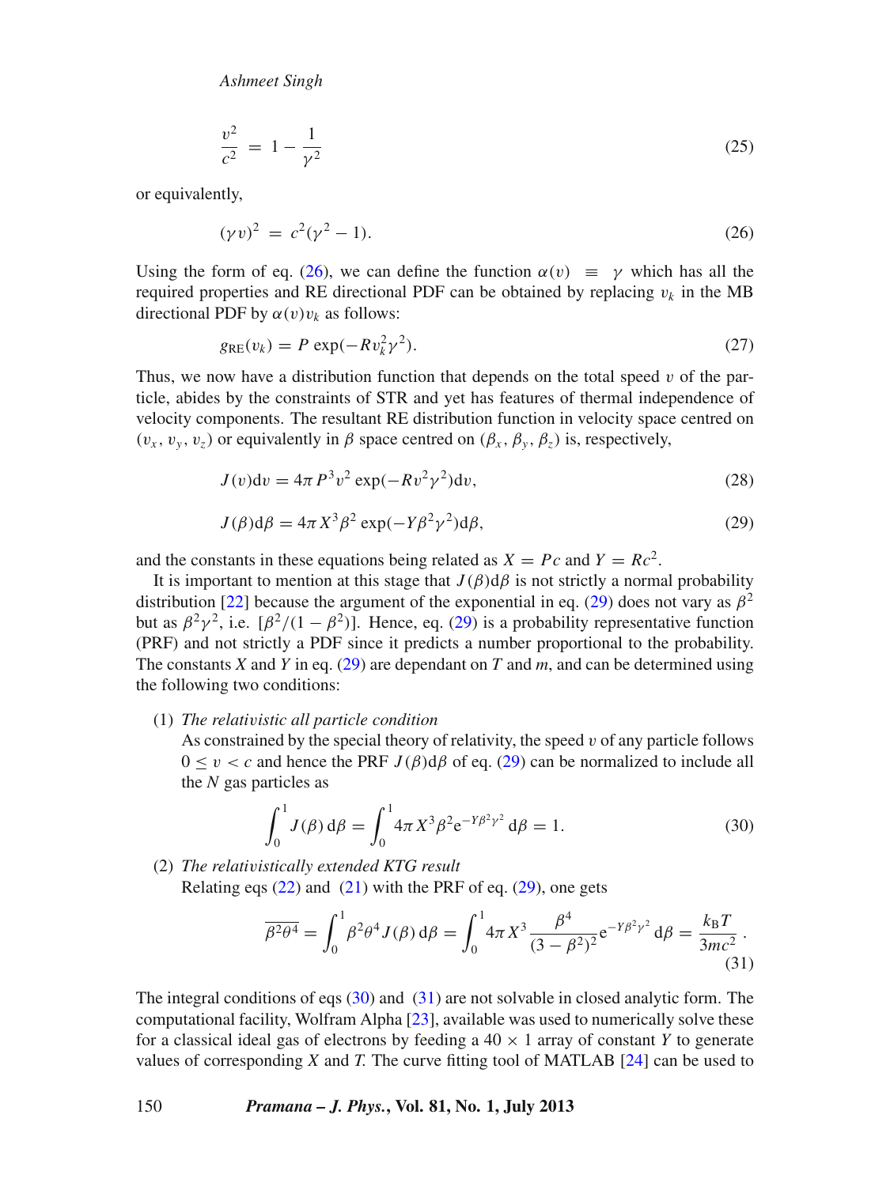$$\frac{v^2}{c^2} = 1 - \frac{1}{\gamma^2} \tag{25}$$

or equivalently,

$$(\gamma v)^2 = c^2(\gamma^2 - 1). \tag{26}$$

Using the form of eq. (26), we can define the function $\alpha(v) \equiv \gamma$ which has all the required properties and RE directional PDF can be obtained by replacing $v_k$ in the MB directional PDF by $\alpha(v)v_k$ as follows:

$$g_{\mathrm{RE}}(v_k) = P \exp(-Rv_k^2\gamma^2). \tag{27}$$

Thus, we now have a distribution function that depends on the total speed $v$ of the particle, abides by the constraints of STR and yet has features of thermal independence of velocity components. The resultant RE distribution function in velocity space centred on $(v_x, v_y, v_z)$ or equivalently in $\beta$ space centred on $(\beta_x, \beta_y, \beta_z)$ is, respectively,

$$J(v)\mathrm{d}v = 4\pi P^3 v^2 \exp(-Rv^2\gamma^2)\mathrm{d}v, \tag{28}$$

$$J(\beta)\mathrm{d}\beta = 4\pi X^3 \beta^2 \exp(-Y\beta^2\gamma^2)\mathrm{d}\beta, \tag{29}$$

and the constants in these equations being related as $X = Pc$ and $Y = Rc^2$.

It is important to mention at this stage that $J(\beta)\mathrm{d}\beta$ is not strictly a normal probability distribution [22] because the argument of the exponential in eq. (29) does not vary as $\beta^2$ but as $\beta^2\gamma^2$, i.e. $[\beta^2/(1-\beta^2)]$. Hence, eq. (29) is a probability representative function (PRF) and not strictly a PDF since it predicts a number proportional to the probability. The constants $X$ and $Y$ in eq. (29) are dependant on $T$ and $m$, and can be determined using the following two conditions:

(1) *The relativistic all particle condition*
As constrained by the special theory of relativity, the speed $v$ of any particle follows $0 \leq v < c$ and hence the PRF $J(\beta)\mathrm{d}\beta$ of eq. (29) can be normalized to include all the $N$ gas particles as

$$\int_0^1 J(\beta)\,\mathrm{d}\beta = \int_0^1 4\pi X^3 \beta^2 \mathrm{e}^{-Y\beta^2\gamma^2}\,\mathrm{d}\beta = 1. \tag{30}$$

(2) *The relativistically extended KTG result*
Relating eqs (22) and (21) with the PRF of eq. (29), one gets

$$\overline{\beta^2\theta^4} = \int_0^1 \beta^2\theta^4 J(\beta)\,\mathrm{d}\beta = \int_0^1 4\pi X^3 \frac{\beta^4}{(3-\beta^2)^2}\mathrm{e}^{-Y\beta^2\gamma^2}\,\mathrm{d}\beta = \frac{k_{\mathrm{B}}T}{3mc^2}. \tag{31}$$

The integral conditions of eqs (30) and (31) are not solvable in closed analytic form. The computational facility, Wolfram Alpha [23], available was used to numerically solve these for a classical ideal gas of electrons by feeding a $40 \times 1$ array of constant $Y$ to generate values of corresponding $X$ and $T$. The curve fitting tool of MATLAB [24] can be used to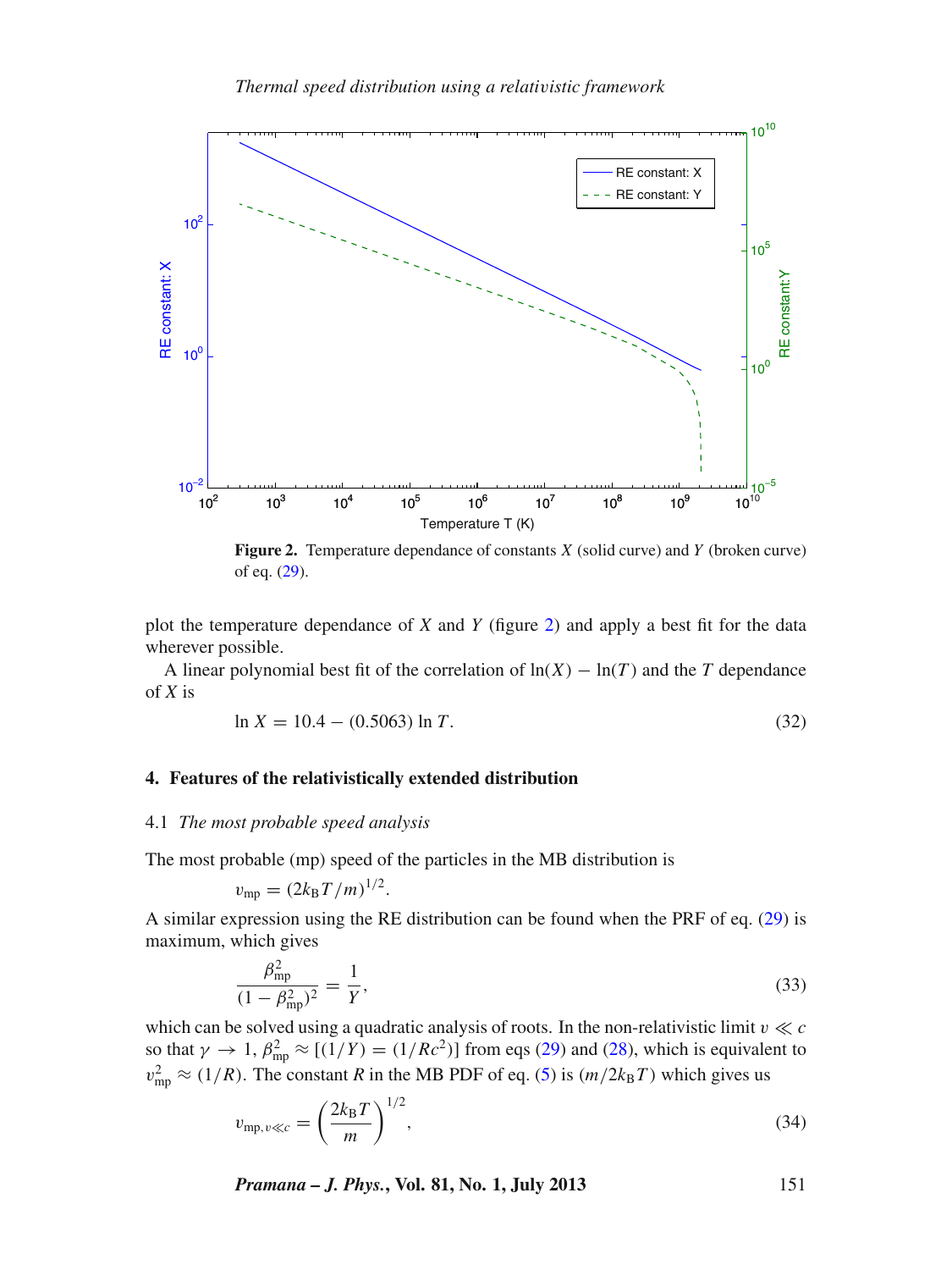Figure 2. Temperature dependance of constants $X$ (solid curve) and $Y$ (broken curve) of eq. (29).

plot the temperature dependance of $X$ and $Y$ (figure 2) and apply a best fit for the data wherever possible.

A linear polynomial best fit of the correlation of $\ln(X) - \ln(T)$ and the $T$ dependance of $X$ is

$$\ln X = 10.4 - (0.5063) \ln T. \tag{32}$$

## 4. Features of the relativistically extended distribution

### 4.1 *The most probable speed analysis*

The most probable (mp) speed of the particles in the MB distribution is

$$v_{\text{mp}} = (2k_{\text{B}}T/m)^{1/2}.$$

A similar expression using the RE distribution can be found when the PRF of eq. (29) is maximum, which gives

$$\frac{\beta_{\text{mp}}^2}{(1-\beta_{\text{mp}}^2)^2} = \frac{1}{Y}, \tag{33}$$

which can be solved using a quadratic analysis of roots. In the non-relativistic limit $v \ll c$ so that $\gamma \to 1$, $\beta_{\text{mp}}^2 \approx [(1/Y) = (1/Rc^2)]$ from eqs (29) and (28), which is equivalent to $v_{\text{mp}}^2 \approx (1/R)$. The constant $R$ in the MB PDF of eq. (5) is $(m/2k_{\text{B}}T)$ which gives us

$$v_{\text{mp},v \ll c} = \left(\frac{2k_{\text{B}}T}{m}\right)^{1/2}, \tag{34}$$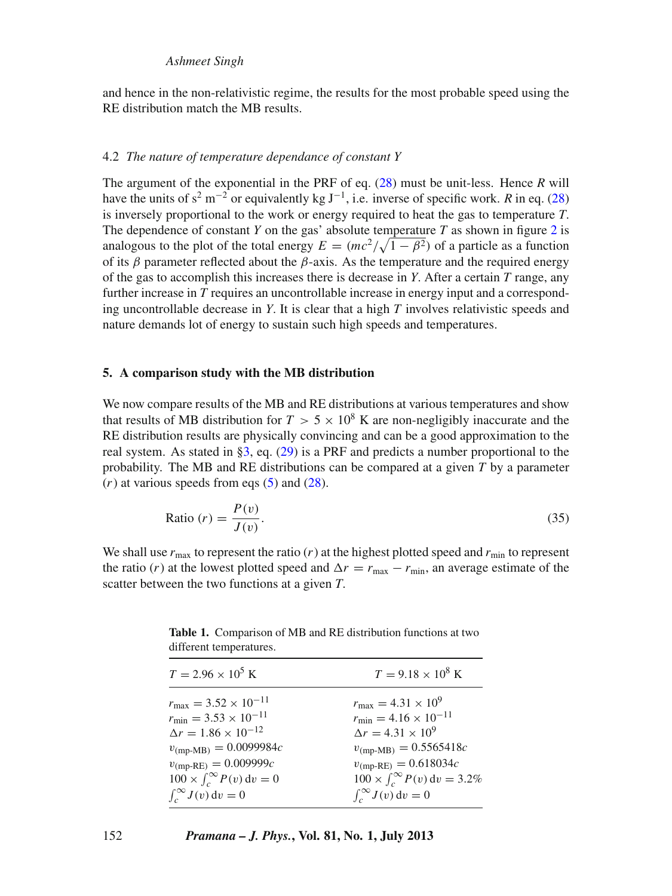and hence in the non-relativistic regime, the results for the most probable speed using the RE distribution match the MB results.

### 4.2 *The nature of temperature dependance of constant Y*

The argument of the exponential in the PRF of eq. (28) must be unit-less. Hence $R$ will have the units of $s^2\ m^{-2}$ or equivalently $kg\ J^{-1}$, i.e. inverse of specific work. $R$ in eq. (28) is inversely proportional to the work or energy required to heat the gas to temperature $T$. The dependence of constant $Y$ on the gas' absolute temperature $T$ as shown in figure 2 is analogous to the plot of the total energy $E = (mc^2/\sqrt{1-\beta^2})$ of a particle as a function of its $\beta$ parameter reflected about the $\beta$-axis. As the temperature and the required energy of the gas to accomplish this increases there is decrease in $Y$. After a certain $T$ range, any further increase in $T$ requires an uncontrollable increase in energy input and a corresponding uncontrollable decrease in $Y$. It is clear that a high $T$ involves relativistic speeds and nature demands lot of energy to sustain such high speeds and temperatures.

## 5. A comparison study with the MB distribution

We now compare results of the MB and RE distributions at various temperatures and show that results of MB distribution for $T > 5 \times 10^8$ K are non-negligibly inaccurate and the RE distribution results are physically convincing and can be a good approximation to the real system. As stated in §3, eq. (29) is a PRF and predicts a number proportional to the probability. The MB and RE distributions can be compared at a given $T$ by a parameter ($r$) at various speeds from eqs (5) and (28).

$$\text{Ratio } (r) = \frac{P(v)}{J(v)}. \tag{35}$$

We shall use $r_{\text{max}}$ to represent the ratio ($r$) at the highest plotted speed and $r_{\text{min}}$ to represent the ratio ($r$) at the lowest plotted speed and $\Delta r = r_{\text{max}} - r_{\text{min}}$, an average estimate of the scatter between the two functions at a given $T$.

**Table 1.** Comparison of MB and RE distribution functions at two different temperatures.

| $T = 2.96 \times 10^5$ K | $T = 9.18 \times 10^8$ K |
|---|---|
| $r_{\text{max}} = 3.52 \times 10^{-11}$ | $r_{\text{max}} = 4.31 \times 10^{9}$ |
| $r_{\text{min}} = 3.53 \times 10^{-11}$ | $r_{\text{min}} = 4.16 \times 10^{-11}$ |
| $\Delta r = 1.86 \times 10^{-12}$ | $\Delta r = 4.31 \times 10^{9}$ |
| $v_{(\text{mp-MB})} = 0.0099984c$ | $v_{(\text{mp-MB})} = 0.5565418c$ |
| $v_{(\text{mp-RE})} = 0.009999c$ | $v_{(\text{mp-RE})} = 0.618034c$ |
| $100 \times \int_c^\infty P(v)\,\mathrm{d}v = 0$ | $100 \times \int_c^\infty P(v)\,\mathrm{d}v = 3.2\%$ |
| $\int_c^\infty J(v)\,\mathrm{d}v = 0$ | $\int_c^\infty J(v)\,\mathrm{d}v = 0$ |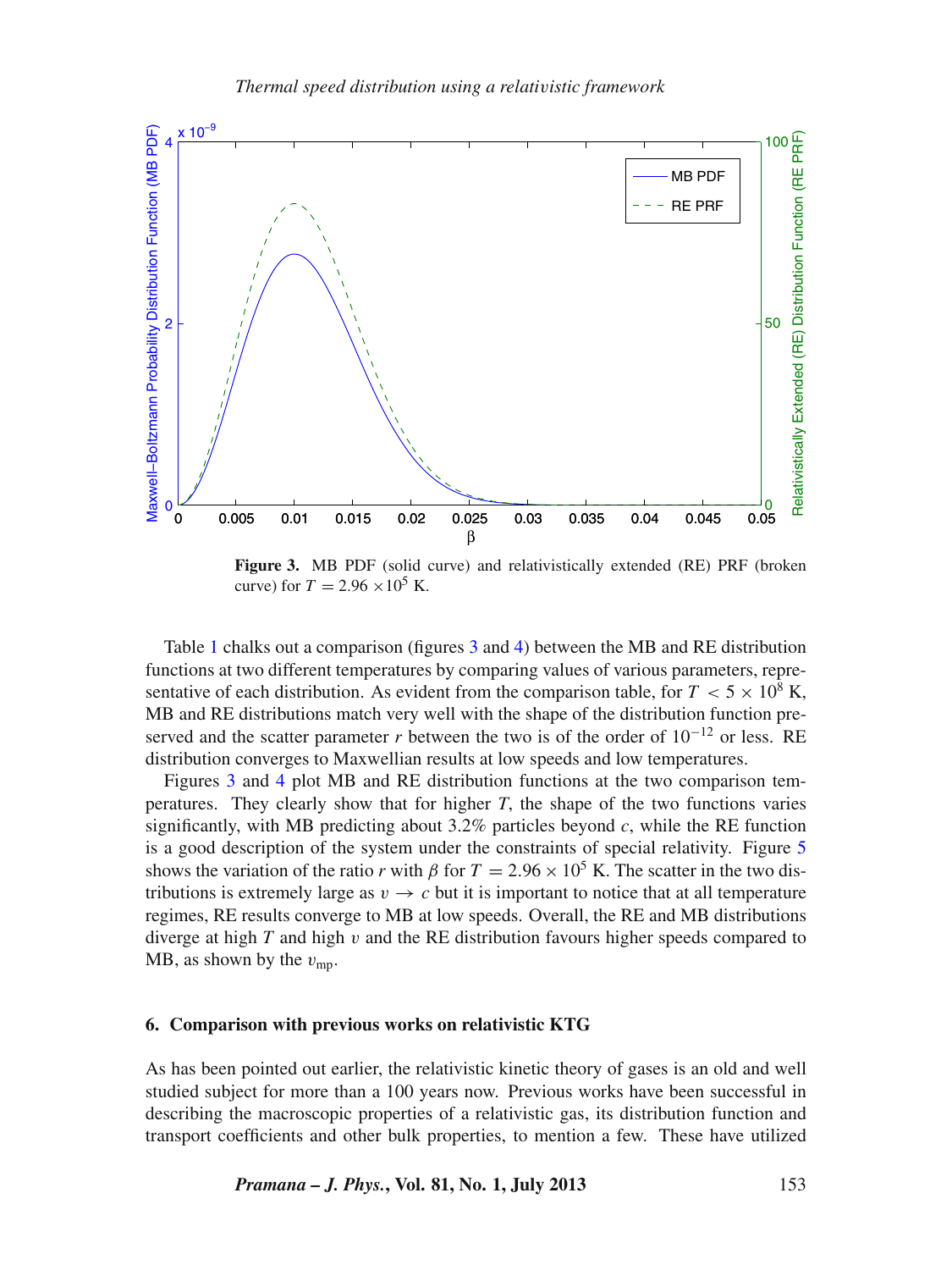**Figure 3.** MB PDF (solid curve) and relativistically extended (RE) PRF (broken curve) for $T = 2.96 \times 10^5$ K.

Table 1 chalks out a comparison (figures 3 and 4) between the MB and RE distribution functions at two different temperatures by comparing values of various parameters, representative of each distribution. As evident from the comparison table, for $T < 5 \times 10^8$ K, MB and RE distributions match very well with the shape of the distribution function preserved and the scatter parameter $r$ between the two is of the order of $10^{-12}$ or less. RE distribution converges to Maxwellian results at low speeds and low temperatures.

Figures 3 and 4 plot MB and RE distribution functions at the two comparison temperatures. They clearly show that for higher $T$, the shape of the two functions varies significantly, with MB predicting about 3.2% particles beyond $c$, while the RE function is a good description of the system under the constraints of special relativity. Figure 5 shows the variation of the ratio $r$ with $\beta$ for $T = 2.96 \times 10^5$ K. The scatter in the two distributions is extremely large as $v \to c$ but it is important to notice that at all temperature regimes, RE results converge to MB at low speeds. Overall, the RE and MB distributions diverge at high $T$ and high $v$ and the RE distribution favours higher speeds compared to MB, as shown by the $v_{\mathrm{mp}}$.

## 6. Comparison with previous works on relativistic KTG

As has been pointed out earlier, the relativistic kinetic theory of gases is an old and well studied subject for more than a 100 years now. Previous works have been successful in describing the macroscopic properties of a relativistic gas, its distribution function and transport coefficients and other bulk properties, to mention a few. These have utilized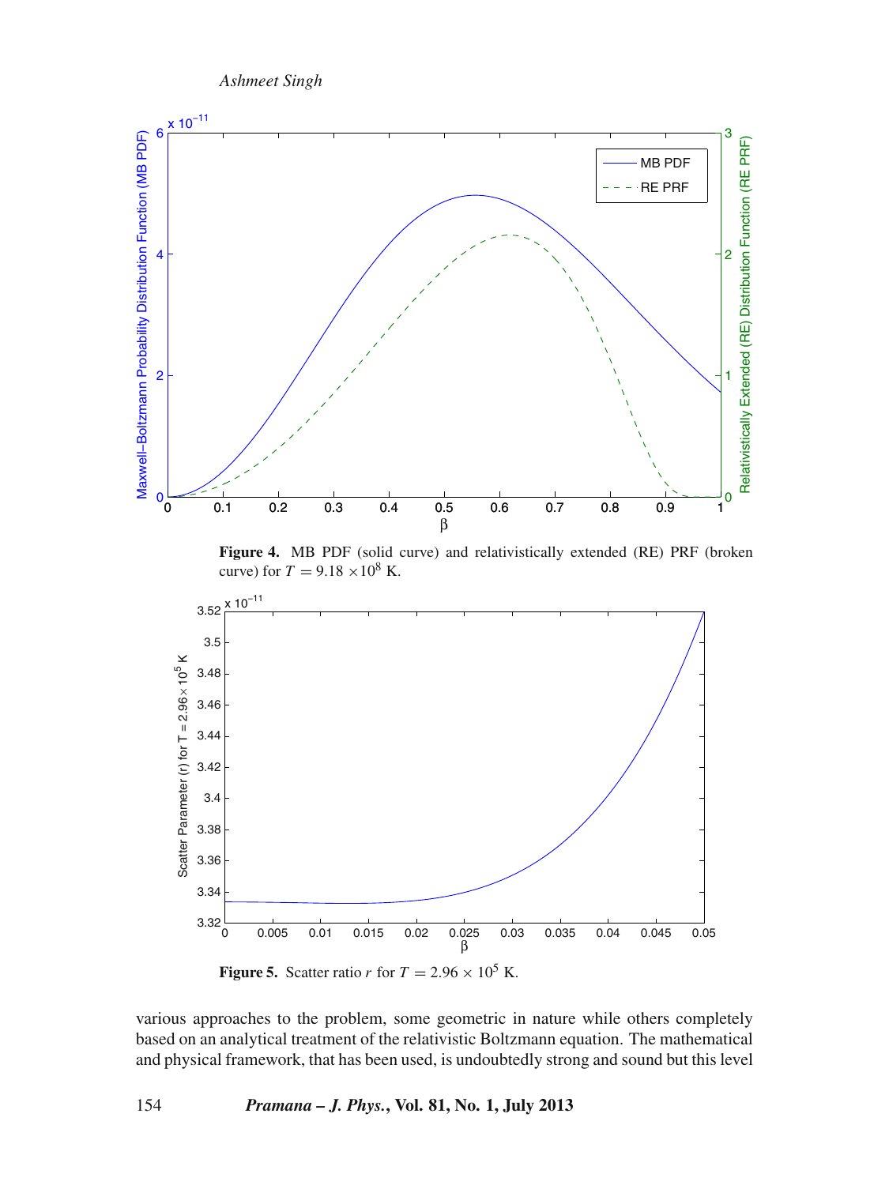**Figure 4.** MB PDF (solid curve) and relativistically extended (RE) PRF (broken curve) for $T = 9.18 \times 10^8$ K.

**Figure 5.** Scatter ratio $r$ for $T = 2.96 \times 10^5$ K.

various approaches to the problem, some geometric in nature while others completely based on an analytical treatment of the relativistic Boltzmann equation. The mathematical and physical framework, that has been used, is undoubtedly strong and sound but this level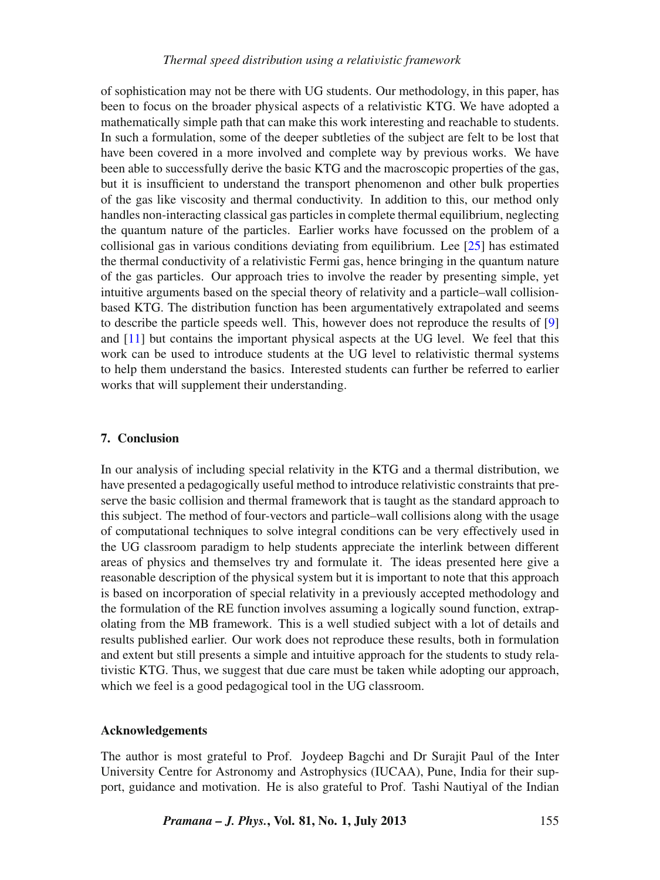of sophistication may not be there with UG students. Our methodology, in this paper, has been to focus on the broader physical aspects of a relativistic KTG. We have adopted a mathematically simple path that can make this work interesting and reachable to students. In such a formulation, some of the deeper subtleties of the subject are felt to be lost that have been covered in a more involved and complete way by previous works. We have been able to successfully derive the basic KTG and the macroscopic properties of the gas, but it is insufficient to understand the transport phenomenon and other bulk properties of the gas like viscosity and thermal conductivity. In addition to this, our method only handles non-interacting classical gas particles in complete thermal equilibrium, neglecting the quantum nature of the particles. Earlier works have focussed on the problem of a collisional gas in various conditions deviating from equilibrium. Lee [25] has estimated the thermal conductivity of a relativistic Fermi gas, hence bringing in the quantum nature of the gas particles. Our approach tries to involve the reader by presenting simple, yet intuitive arguments based on the special theory of relativity and a particle–wall collision-based KTG. The distribution function has been argumentatively extrapolated and seems to describe the particle speeds well. This, however does not reproduce the results of [9] and [11] but contains the important physical aspects at the UG level. We feel that this work can be used to introduce students at the UG level to relativistic thermal systems to help them understand the basics. Interested students can further be referred to earlier works that will supplement their understanding.

## 7. Conclusion

In our analysis of including special relativity in the KTG and a thermal distribution, we have presented a pedagogically useful method to introduce relativistic constraints that preserve the basic collision and thermal framework that is taught as the standard approach to this subject. The method of four-vectors and particle–wall collisions along with the usage of computational techniques to solve integral conditions can be very effectively used in the UG classroom paradigm to help students appreciate the interlink between different areas of physics and themselves try and formulate it. The ideas presented here give a reasonable description of the physical system but it is important to note that this approach is based on incorporation of special relativity in a previously accepted methodology and the formulation of the RE function involves assuming a logically sound function, extrapolating from the MB framework. This is a well studied subject with a lot of details and results published earlier. Our work does not reproduce these results, both in formulation and extent but still presents a simple and intuitive approach for the students to study relativistic KTG. Thus, we suggest that due care must be taken while adopting our approach, which we feel is a good pedagogical tool in the UG classroom.

### Acknowledgements

The author is most grateful to Prof. Joydeep Bagchi and Dr Surajit Paul of the Inter University Centre for Astronomy and Astrophysics (IUCAA), Pune, India for their support, guidance and motivation. He is also grateful to Prof. Tashi Nautiyal of the Indian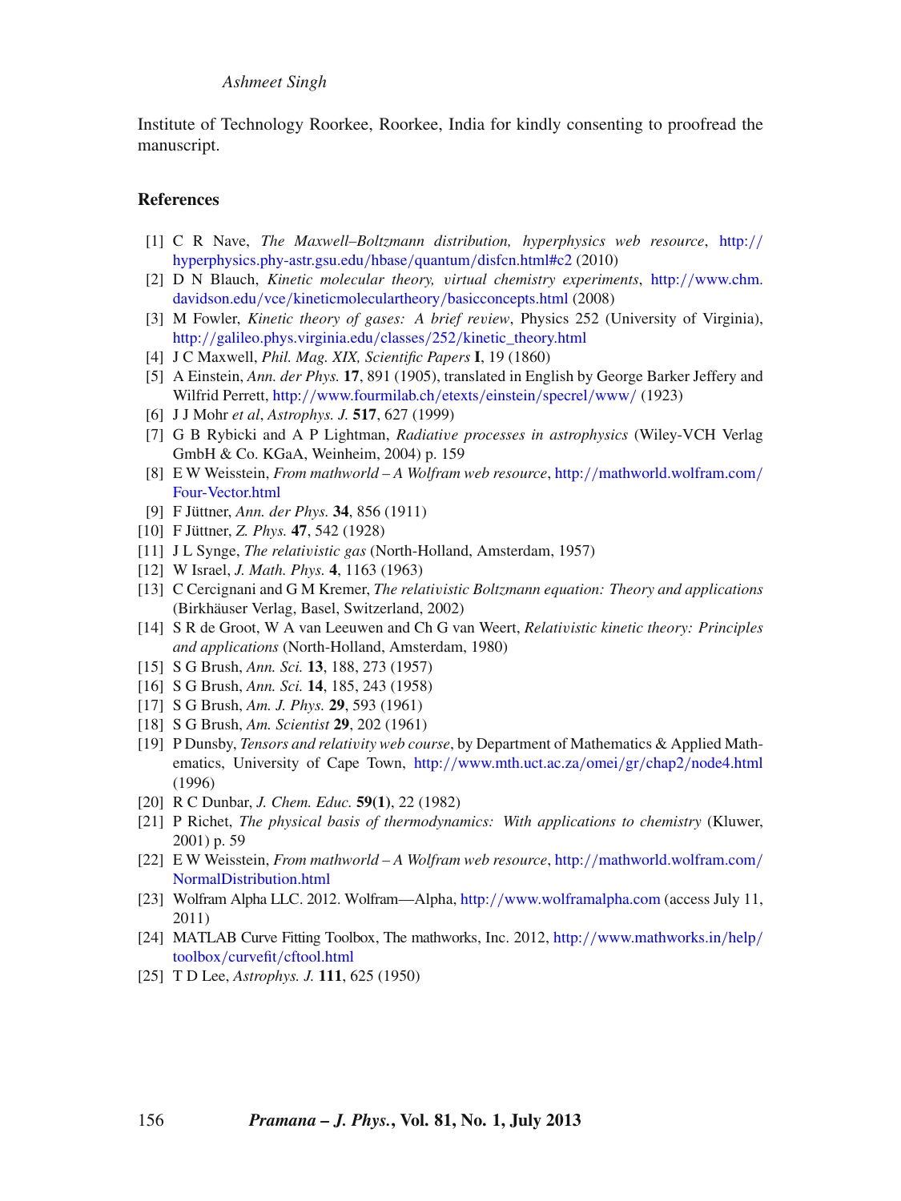Institute of Technology Roorkee, Roorkee, India for kindly consenting to proofread the manuscript.

## References

[1] C R Nave, *The Maxwell–Boltzmann distribution, hyperphysics web resource*, http://hyperphysics.phy-astr.gsu.edu/hbase/quantum/disfcn.html#c2 (2010)

[2] D N Blauch, *Kinetic molecular theory, virtual chemistry experiments*, http://www.chm.davidson.edu/vce/kineticmoleculartheory/basicconcepts.html (2008)

[3] M Fowler, *Kinetic theory of gases: A brief review*, Physics 252 (University of Virginia), http://galileo.phys.virginia.edu/classes/252/kinetic_theory.html

[4] J C Maxwell, *Phil. Mag. XIX, Scientific Papers* **I**, 19 (1860)

[5] A Einstein, *Ann. der Phys.* **17**, 891 (1905), translated in English by George Barker Jeffery and Wilfrid Perrett, http://www.fourmilab.ch/etexts/einstein/specrel/www/ (1923)

[6] J J Mohr *et al*, *Astrophys. J.* **517**, 627 (1999)

[7] G B Rybicki and A P Lightman, *Radiative processes in astrophysics* (Wiley-VCH Verlag GmbH & Co. KGaA, Weinheim, 2004) p. 159

[8] E W Weisstein, *From mathworld – A Wolfram web resource*, http://mathworld.wolfram.com/Four-Vector.html

[9] F Jüttner, *Ann. der Phys.* **34**, 856 (1911)

[10] F Jüttner, *Z. Phys.* **47**, 542 (1928)

[11] J L Synge, *The relativistic gas* (North-Holland, Amsterdam, 1957)

[12] W Israel, *J. Math. Phys.* **4**, 1163 (1963)

[13] C Cercignani and G M Kremer, *The relativistic Boltzmann equation: Theory and applications* (Birkhäuser Verlag, Basel, Switzerland, 2002)

[14] S R de Groot, W A van Leeuwen and Ch G van Weert, *Relativistic kinetic theory: Principles and applications* (North-Holland, Amsterdam, 1980)

[15] S G Brush, *Ann. Sci.* **13**, 188, 273 (1957)

[16] S G Brush, *Ann. Sci.* **14**, 185, 243 (1958)

[17] S G Brush, *Am. J. Phys.* **29**, 593 (1961)

[18] S G Brush, *Am. Scientist* **29**, 202 (1961)

[19] P Dunsby, *Tensors and relativity web course*, by Department of Mathematics & Applied Mathematics, University of Cape Town, http://www.mth.uct.ac.za/omei/gr/chap2/node4.html (1996)

[20] R C Dunbar, *J. Chem. Educ.* **59(1)**, 22 (1982)

[21] P Richet, *The physical basis of thermodynamics: With applications to chemistry* (Kluwer, 2001) p. 59

[22] E W Weisstein, *From mathworld – A Wolfram web resource*, http://mathworld.wolfram.com/NormalDistribution.html

[23] Wolfram Alpha LLC. 2012. Wolfram—Alpha, http://www.wolframalpha.com (access July 11, 2011)

[24] MATLAB Curve Fitting Toolbox, The mathworks, Inc. 2012, http://www.mathworks.in/help/toolbox/curvefit/cftool.html

[25] T D Lee, *Astrophys. J.* **111**, 625 (1950)